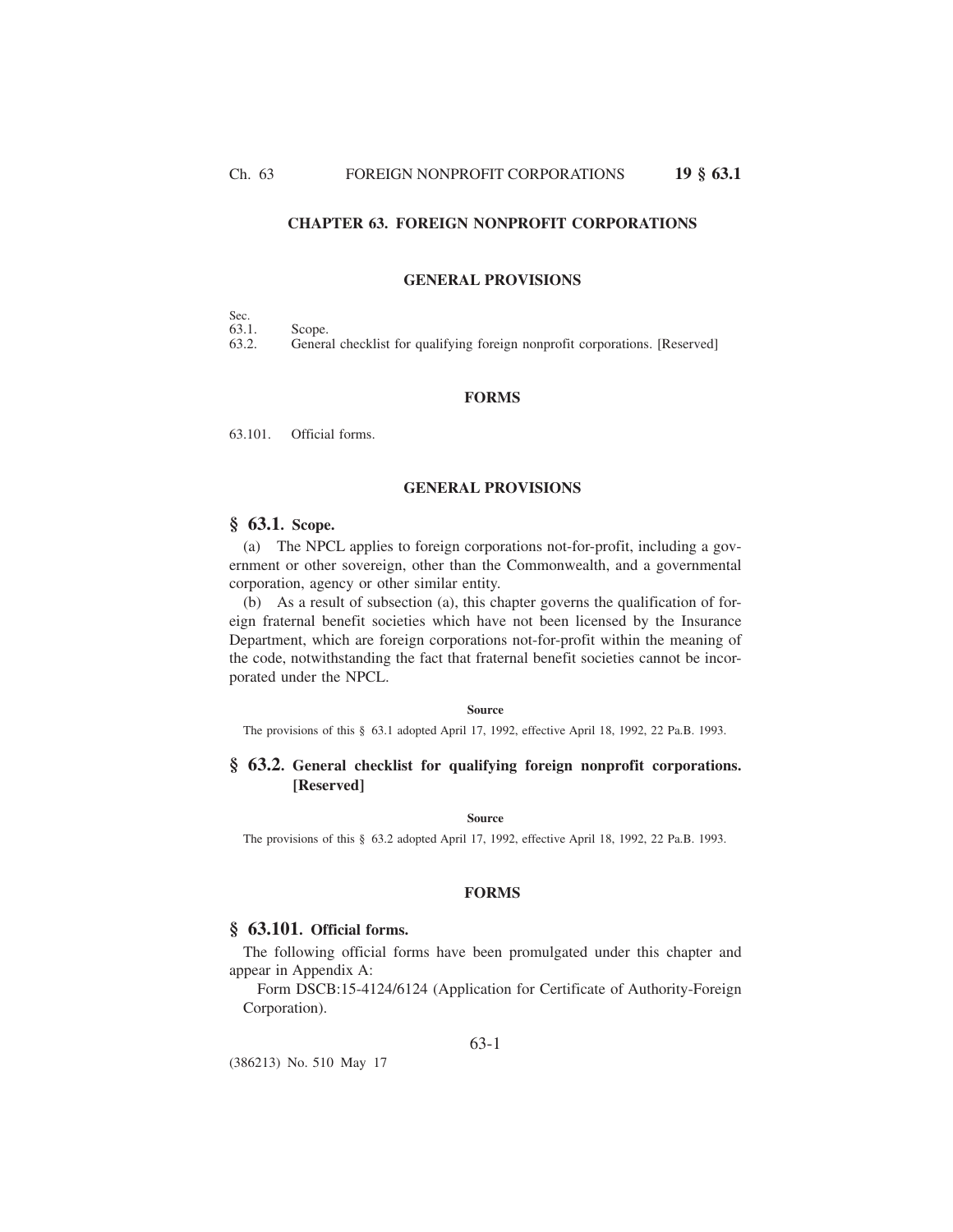# CHAPTER 63. FOREIGN NONPROFIT CORPORATIONS

## GENERAL PROVISIONS

Sec.
63.1. Scope.
63.2. General checklist for qualifying foreign nonprofit corporations. [Reserved]

## FORMS

63.101. Official forms.

## GENERAL PROVISIONS

### § 63.1. Scope.

(a) The NPCL applies to foreign corporations not-for-profit, including a government or other sovereign, other than the Commonwealth, and a governmental corporation, agency or other similar entity.

(b) As a result of subsection (a), this chapter governs the qualification of foreign fraternal benefit societies which have not been licensed by the Insurance Department, which are foreign corporations not-for-profit within the meaning of the code, notwithstanding the fact that fraternal benefit societies cannot be incorporated under the NPCL.

**Source**

The provisions of this § 63.1 adopted April 17, 1992, effective April 18, 1992, 22 Pa.B. 1993.

### § 63.2. General checklist for qualifying foreign nonprofit corporations. [Reserved]

**Source**

The provisions of this § 63.2 adopted April 17, 1992, effective April 18, 1992, 22 Pa.B. 1993.

## FORMS

### § 63.101. Official forms.

The following official forms have been promulgated under this chapter and appear in Appendix A:

Form DSCB:15-4124/6124 (Application for Certificate of Authority-Foreign Corporation).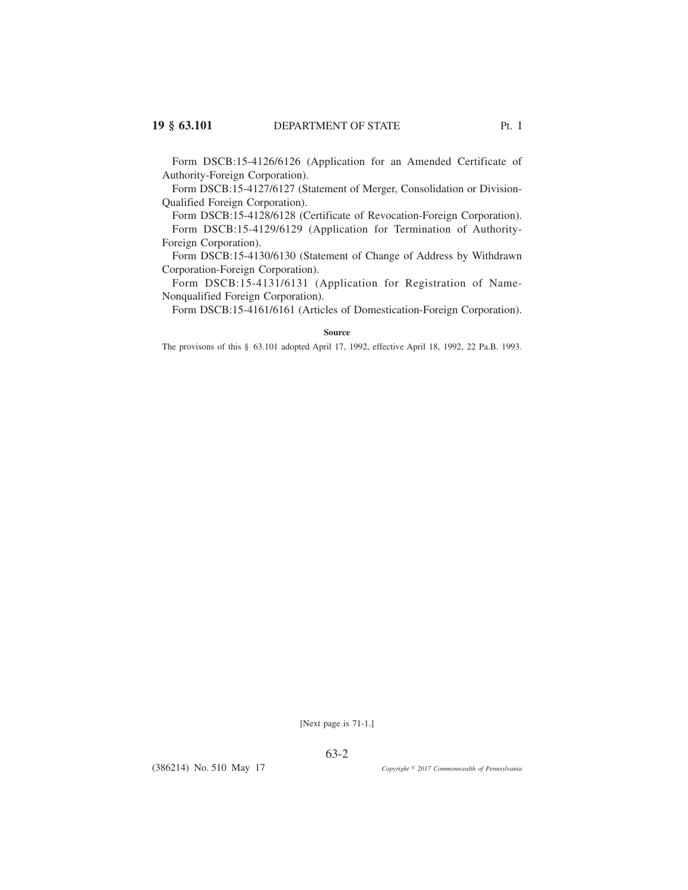Form DSCB:15-4126/6126 (Application for an Amended Certificate of Authority-Foreign Corporation).

Form DSCB:15-4127/6127 (Statement of Merger, Consolidation or Division-Qualified Foreign Corporation).

Form DSCB:15-4128/6128 (Certificate of Revocation-Foreign Corporation).

Form DSCB:15-4129/6129 (Application for Termination of Authority-Foreign Corporation).

Form DSCB:15-4130/6130 (Statement of Change of Address by Withdrawn Corporation-Foreign Corporation).

Form DSCB:15-4131/6131 (Application for Registration of Name-Nonqualified Foreign Corporation).

Form DSCB:15-4161/6161 (Articles of Domestication-Foreign Corporation).

**Source**

The provisons of this § 63.101 adopted April 17, 1992, effective April 18, 1992, 22 Pa.B. 1993.

[Next page is 71-1.]